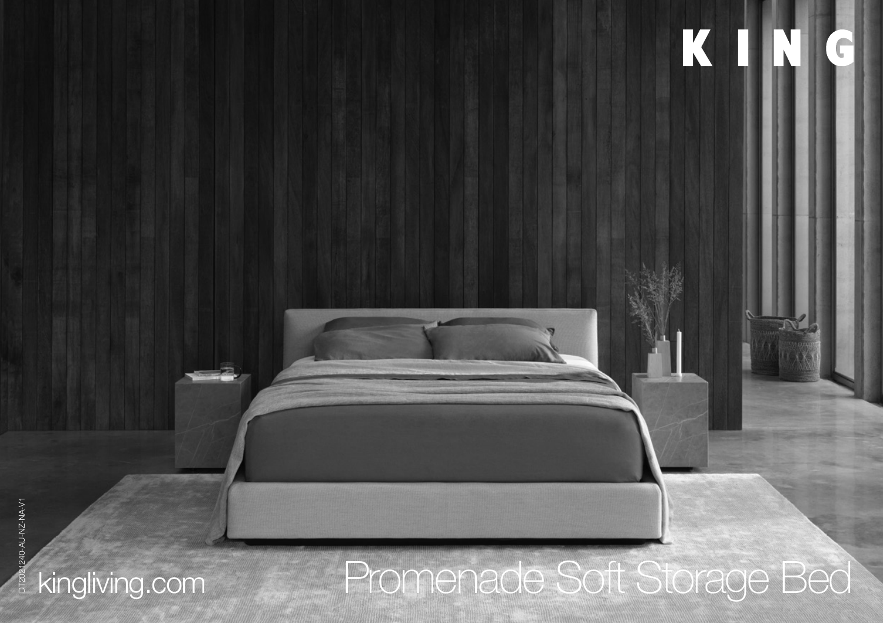# KING

DT2021240-AU-NZ-NA-V1

kingliving.com

# Promenade Soft Storage Bed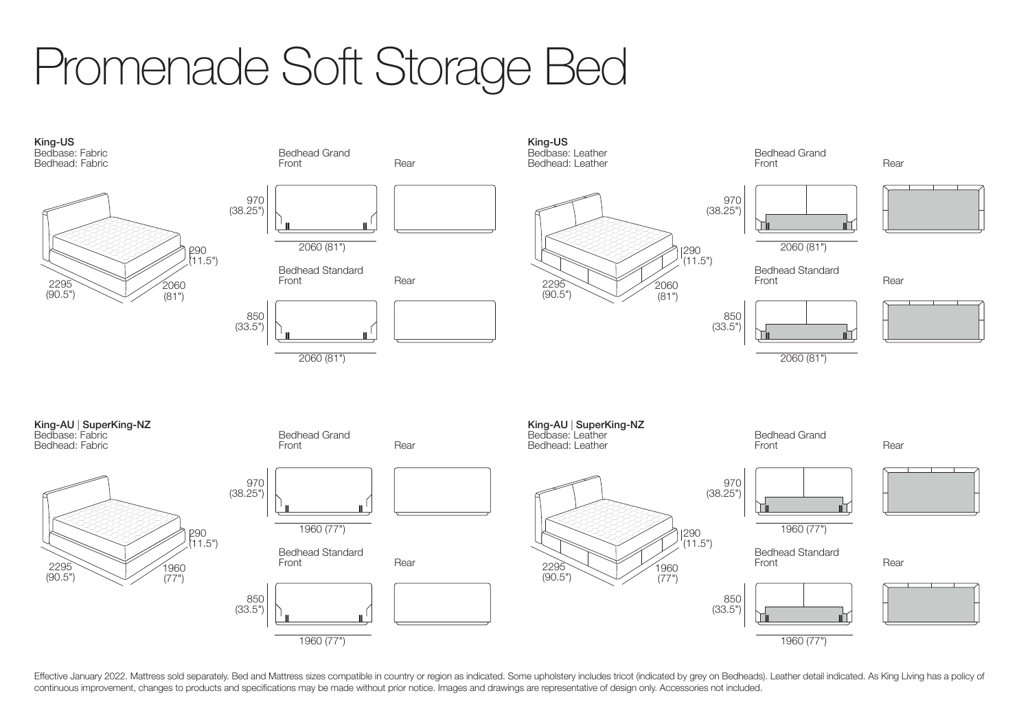# Promenade Soft Storage Bed

**King-US**
Bedbase: Fabric
Bedhead: Fabric

290 (11.5")
2295 (90.5")
2060 (81")

Bedhead Grand
Front
Rear

970 (38.25")
2060 (81")

Bedhead Standard
Front
Rear

850 (33.5")
2060 (81")

**King-US**
Bedbase: Leather
Bedhead: Leather

290 (11.5")
2295 (90.5")
2060 (81")

Bedhead Grand
Front
Rear

970 (38.25")
2060 (81")

Bedhead Standard
Front
Rear

850 (33.5")
2060 (81")

**King-AU** | **SuperKing-NZ**
Bedbase: Fabric
Bedhead: Fabric

290 (11.5")
2295 (90.5")
1960 (77")

Bedhead Grand
Front
Rear

970 (38.25")
1960 (77")

Bedhead Standard
Front
Rear

850 (33.5")
1960 (77")

**King-AU** | **SuperKing-NZ**
Bedbase: Leather
Bedhead: Leather

290 (11.5")
2295 (90.5")
1960 (77")

Bedhead Grand
Front
Rear

970 (38.25")
1960 (77")

Bedhead Standard
Front
Rear

850 (33.5")
1960 (77")

Effective January 2022. Mattress sold separately. Bed and Mattress sizes compatible in country or region as indicated. Some upholstery includes tricot (indicated by grey on Bedheads). Leather detail indicated. As King Living has a policy of continuous improvement, changes to products and specifications may be made without prior notice. Images and drawings are representative of design only. Accessories not included.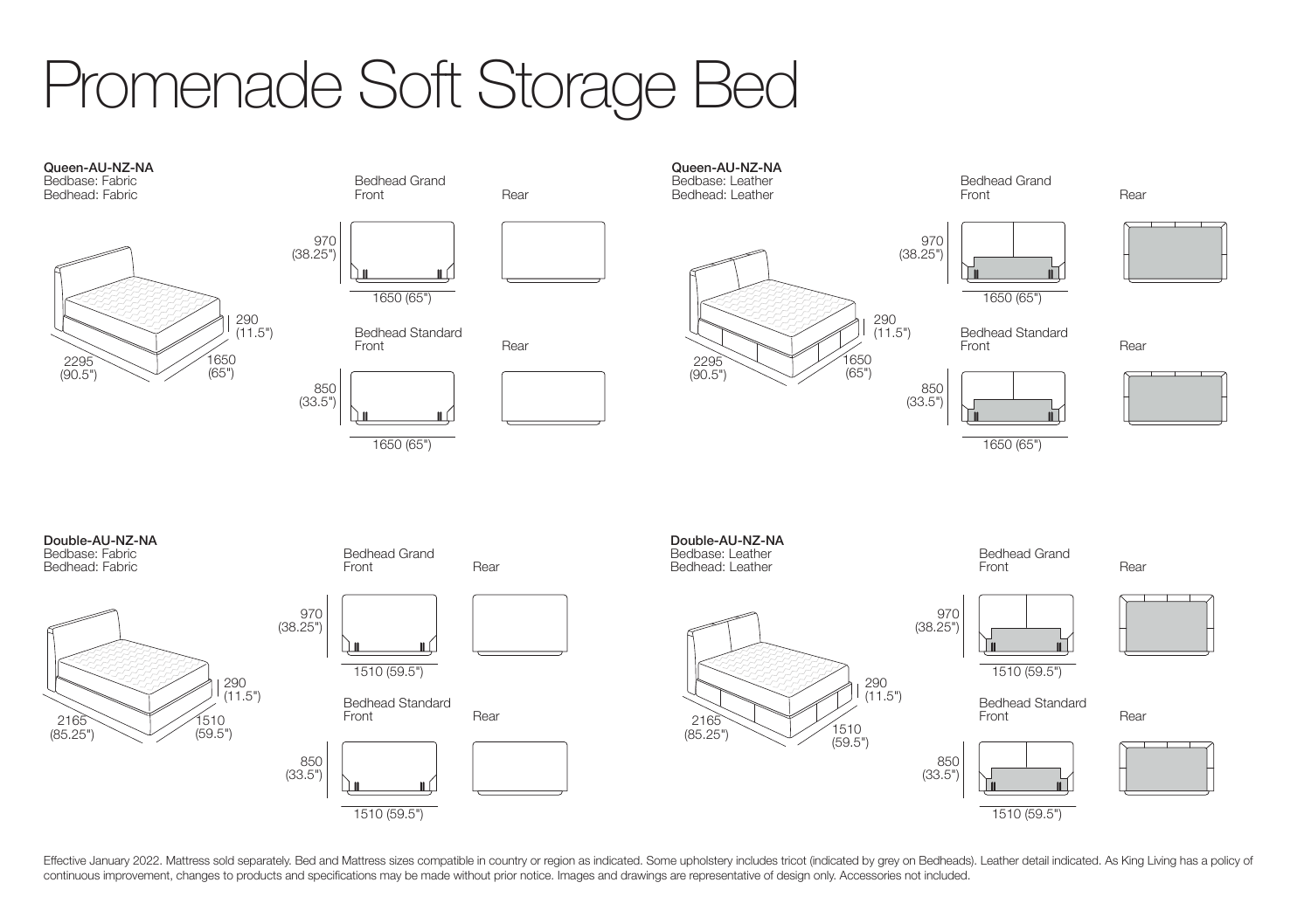# Promenade Soft Storage Bed

**Queen-AU-NZ-NA**
Bedbase: Fabric
Bedhead: Fabric

2295 (90.5")
1650 (65")
290 (11.5")

Bedhead Grand
Front
Rear

970 (38.25")
1650 (65")

Bedhead Standard
Front
Rear

850 (33.5")
1650 (65")

**Queen-AU-NZ-NA**
Bedbase: Leather
Bedhead: Leather

2295 (90.5")
1650 (65")
290 (11.5")

Bedhead Grand
Front
Rear

970 (38.25")
1650 (65")

Bedhead Standard
Front
Rear

850 (33.5")
1650 (65")

**Double-AU-NZ-NA**
Bedbase: Fabric
Bedhead: Fabric

2165 (85.25")
1510 (59.5")
290 (11.5")

Bedhead Grand
Front
Rear

970 (38.25")
1510 (59.5")

Bedhead Standard
Front
Rear

850 (33.5")
1510 (59.5")

**Double-AU-NZ-NA**
Bedbase: Leather
Bedhead: Leather

2165 (85.25")
1510 (59.5")
290 (11.5")

Bedhead Grand
Front
Rear

970 (38.25")
1510 (59.5")

Bedhead Standard
Front
Rear

850 (33.5")
1510 (59.5")

Effective January 2022. Mattress sold separately. Bed and Mattress sizes compatible in country or region as indicated. Some upholstery includes tricot (indicated by grey on Bedheads). Leather detail indicated. As King Living has a policy of continuous improvement, changes to products and specifications may be made without prior notice. Images and drawings are representative of design only. Accessories not included.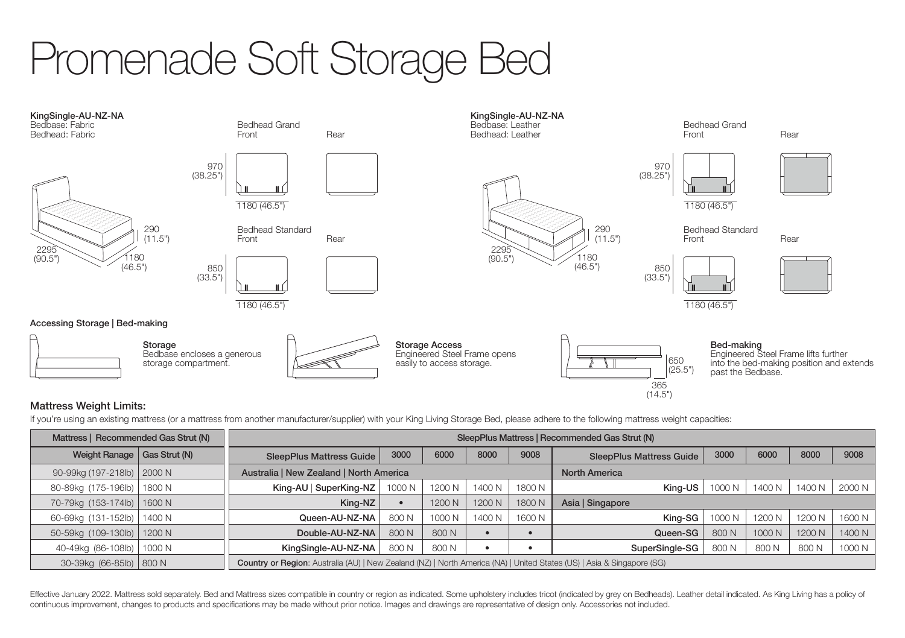# Promenade Soft Storage Bed

**KingSingle-AU-NZ-NA**
Bedbase: Fabric
Bedhead: Fabric

2295 (90.5")
1180 (46.5")
290 (11.5")

Bedhead Grand
Front
Rear
970 (38.25")
1180 (46.5")

Bedhead Standard
Front
Rear
850 (33.5")
1180 (46.5")

**KingSingle-AU-NZ-NA**
Bedbase: Leather
Bedhead: Leather

2295 (90.5")
1180 (46.5")
290 (11.5")

Bedhead Grand
Front
Rear
970 (38.25")
1180 (46.5")

Bedhead Standard
Front
Rear
850 (33.5")
1180 (46.5")

**Accessing Storage | Bed-making**

**Storage**
Bedbase encloses a generous storage compartment.

**Storage Access**
Engineered Steel Frame opens easily to access storage.

650 (25.5")
365 (14.5")

**Bed-making**
Engineered Steel Frame lifts further into the bed-making position and extends past the Bedbase.

## Mattress Weight Limits:

If you're using an existing mattress (or a mattress from another manufacturer/supplier) with your King Living Storage Bed, please adhere to the following mattress weight capacities:

| Mattress \| Recommended Gas Strut (N) | |
|---|---|
| Weight Ranage | Gas Strut (N) |
| 90-99kg (197-218lb) | 2000 N |
| 80-89kg (175-196lb) | 1800 N |
| 70-79kg (153-174lb) | 1600 N |
| 60-69kg (131-152lb) | 1400 N |
| 50-59kg (109-130lb) | 1200 N |
| 40-49kg (86-108lb) | 1000 N |
| 30-39kg (66-85lb) | 800 N |

| SleepPlus Mattress \| Recommended Gas Strut (N) | | | | | | | | | |
|---|---|---|---|---|---|---|---|---|---|
| SleepPlus Mattress Guide | 3000 | 6000 | 8000 | 9008 | SleepPlus Mattress Guide | 3000 | 6000 | 8000 | 9008 |
| Australia \| New Zealand \| North America | | | | | North America | | | | |
| King-AU \| SuperKing-NZ | 1000 N | 1200 N | 1400 N | 1800 N | King-US | 1000 N | 1400 N | 1400 N | 2000 N |
| King-NZ | • | 1200 N | 1200 N | 1800 N | Asia \| Singapore | | | | |
| Queen-AU-NZ-NA | 800 N | 1000 N | 1400 N | 1600 N | King-SG | 1000 N | 1200 N | 1200 N | 1600 N |
| Double-AU-NZ-NA | 800 N | 800 N | • | • | Queen-SG | 800 N | 1000 N | 1200 N | 1400 N |
| KingSingle-AU-NZ-NA | 800 N | 800 N | • | • | SuperSingle-SG | 800 N | 800 N | 800 N | 1000 N |
| **Country or Region**: Australia (AU) \| New Zealand (NZ) \| North America (NA) \| United States (US) \| Asia & Singapore (SG) | | | | | | | | | |

Effective January 2022. Mattress sold separately. Bed and Mattress sizes compatible in country or region as indicated. Some upholstery includes tricot (indicated by grey on Bedheads). Leather detail indicated. As King Living has a policy of continuous improvement, changes to products and specifications may be made without prior notice. Images and drawings are representative of design only. Accessories not included.